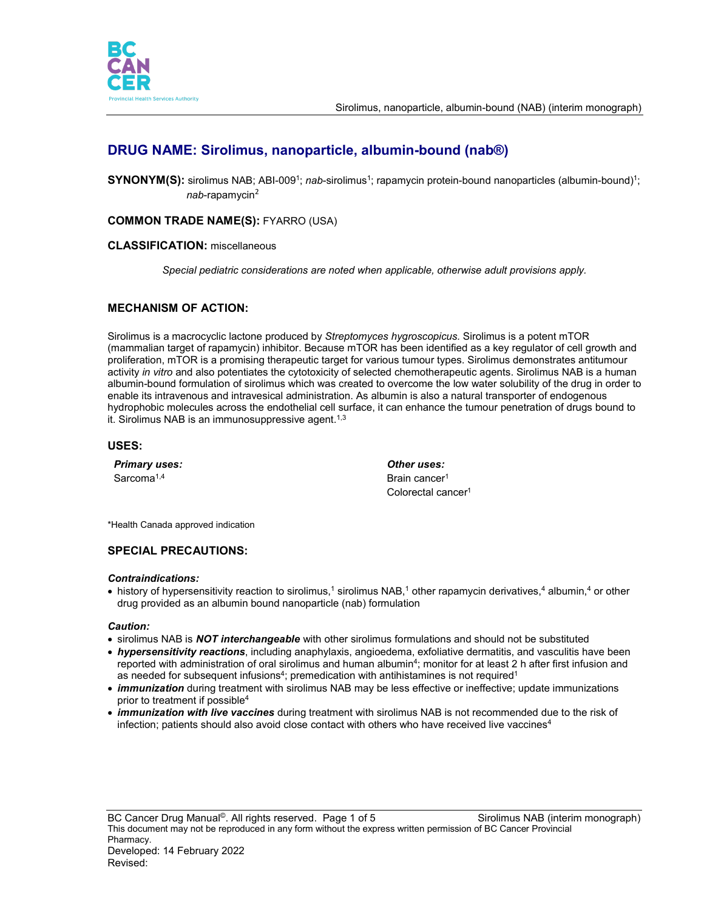# DRUG NAME: Sirolimus, nanoparticle, albumin-bound (nab®)

**SYNONYM(S):** sirolimus NAB; ABI-009[1]; *nab*-sirolimus[1]; rapamycin protein-bound nanoparticles (albumin-bound)[1]; *nab*-rapamycin[2]

**COMMON TRADE NAME(S):** FYARRO (USA)

**CLASSIFICATION:** miscellaneous

*Special pediatric considerations are noted when applicable, otherwise adult provisions apply.*

## MECHANISM OF ACTION:

Sirolimus is a macrocyclic lactone produced by *Streptomyces hygroscopicus.* Sirolimus is a potent mTOR (mammalian target of rapamycin) inhibitor. Because mTOR has been identified as a key regulator of cell growth and proliferation, mTOR is a promising therapeutic target for various tumour types. Sirolimus demonstrates antitumour activity *in vitro* and also potentiates the cytotoxicity of selected chemotherapeutic agents. Sirolimus NAB is a human albumin-bound formulation of sirolimus which was created to overcome the low water solubility of the drug in order to enable its intravenous and intravesical administration. As albumin is also a natural transporter of endogenous hydrophobic molecules across the endothelial cell surface, it can enhance the tumour penetration of drugs bound to it. Sirolimus NAB is an immunosuppressive agent.[1,3]

## USES:

***Primary uses:***

Sarcoma[1,4]

***Other uses:***

Brain cancer[1]

Colorectal cancer[1]

*Health Canada approved indication

## SPECIAL PRECAUTIONS:

***Contraindications:***

- history of hypersensitivity reaction to sirolimus,[1] sirolimus NAB,[1] other rapamycin derivatives,[4] albumin,[4] or other drug provided as an albumin bound nanoparticle (nab) formulation

***Caution:***

- sirolimus NAB is ***NOT interchangeable*** with other sirolimus formulations and should not be substituted
- ***hypersensitivity reactions***, including anaphylaxis, angioedema, exfoliative dermatitis, and vasculitis have been reported with administration of oral sirolimus and human albumin[4]; monitor for at least 2 h after first infusion and as needed for subsequent infusions[4]; premedication with antihistamines is not required[1]
- ***immunization*** during treatment with sirolimus NAB may be less effective or ineffective; update immunizations prior to treatment if possible[4]
- ***immunization with live vaccines*** during treatment with sirolimus NAB is not recommended due to the risk of infection; patients should also avoid close contact with others who have received live vaccines[4]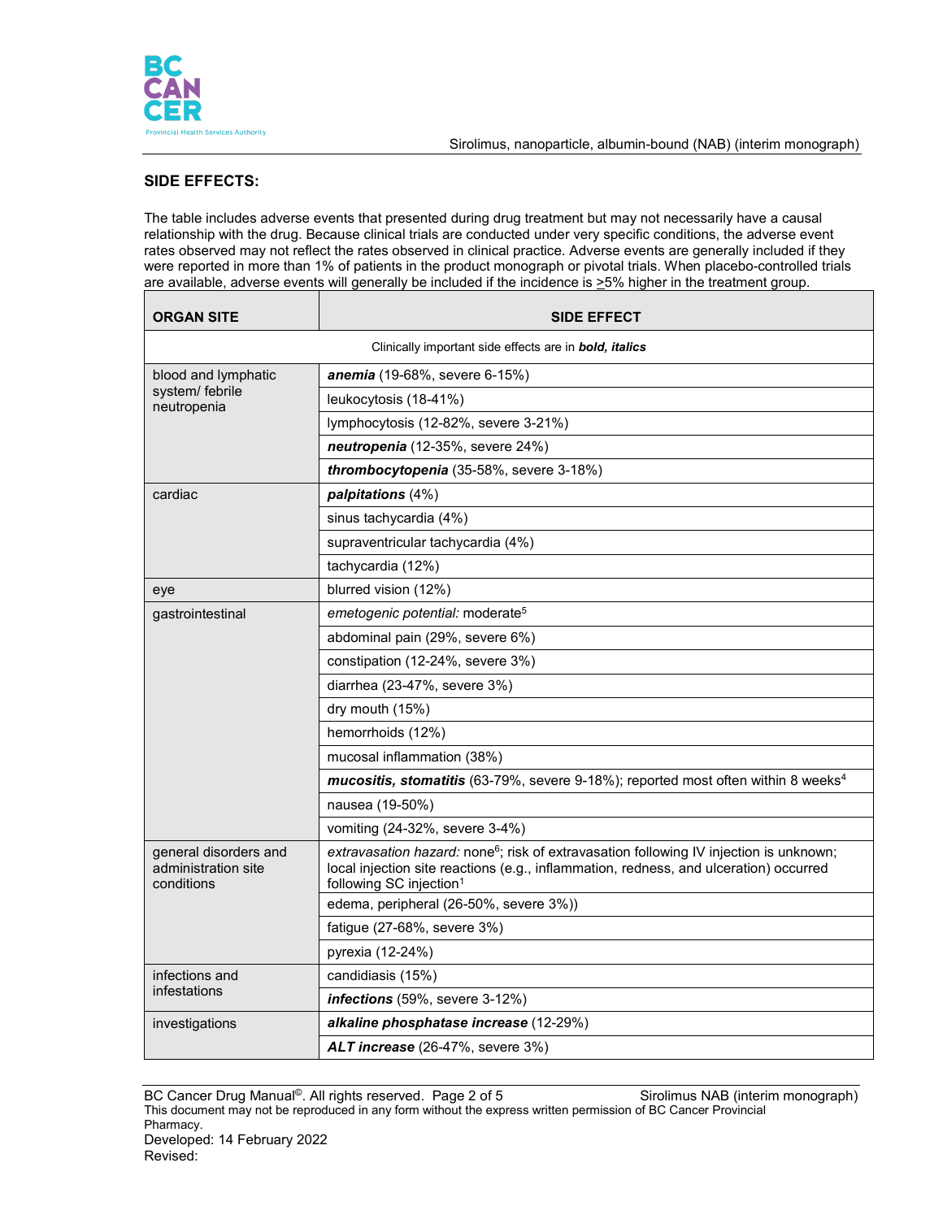## SIDE EFFECTS:

The table includes adverse events that presented during drug treatment but may not necessarily have a causal relationship with the drug. Because clinical trials are conducted under very specific conditions, the adverse event rates observed may not reflect the rates observed in clinical practice. Adverse events are generally included if they were reported in more than 1% of patients in the product monograph or pivotal trials. When placebo-controlled trials are available, adverse events will generally be included if the incidence is ≥5% higher in the treatment group.

| ORGAN SITE | SIDE EFFECT |
|---|---|
| Clinically important side effects are in ***bold, italics*** | |
| blood and lymphatic system/ febrile neutropenia | ***anemia*** (19-68%, severe 6-15%) |
| | leukocytosis (18-41%) |
| | lymphocytosis (12-82%, severe 3-21%) |
| | ***neutropenia*** (12-35%, severe 24%) |
| | ***thrombocytopenia*** (35-58%, severe 3-18%) |
| cardiac | ***palpitations*** (4%) |
| | sinus tachycardia (4%) |
| | supraventricular tachycardia (4%) |
| | tachycardia (12%) |
| eye | blurred vision (12%) |
| gastrointestinal | *emetogenic potential:* moderate[5] |
| | abdominal pain (29%, severe 6%) |
| | constipation (12-24%, severe 3%) |
| | diarrhea (23-47%, severe 3%) |
| | dry mouth (15%) |
| | hemorrhoids (12%) |
| | mucosal inflammation (38%) |
| | ***mucositis, stomatitis*** (63-79%, severe 9-18%); reported most often within 8 weeks[4] |
| | nausea (19-50%) |
| | vomiting (24-32%, severe 3-4%) |
| general disorders and administration site conditions | *extravasation hazard:* none[6]; risk of extravasation following IV injection is unknown; local injection site reactions (e.g., inflammation, redness, and ulceration) occurred following SC injection[1] |
| | edema, peripheral (26-50%, severe 3%)) |
| | fatigue (27-68%, severe 3%) |
| | pyrexia (12-24%) |
| infections and infestations | candidiasis (15%) |
| | ***infections*** (59%, severe 3-12%) |
| investigations | ***alkaline phosphatase increase*** (12-29%) |
| | ***ALT increase*** (26-47%, severe 3%) |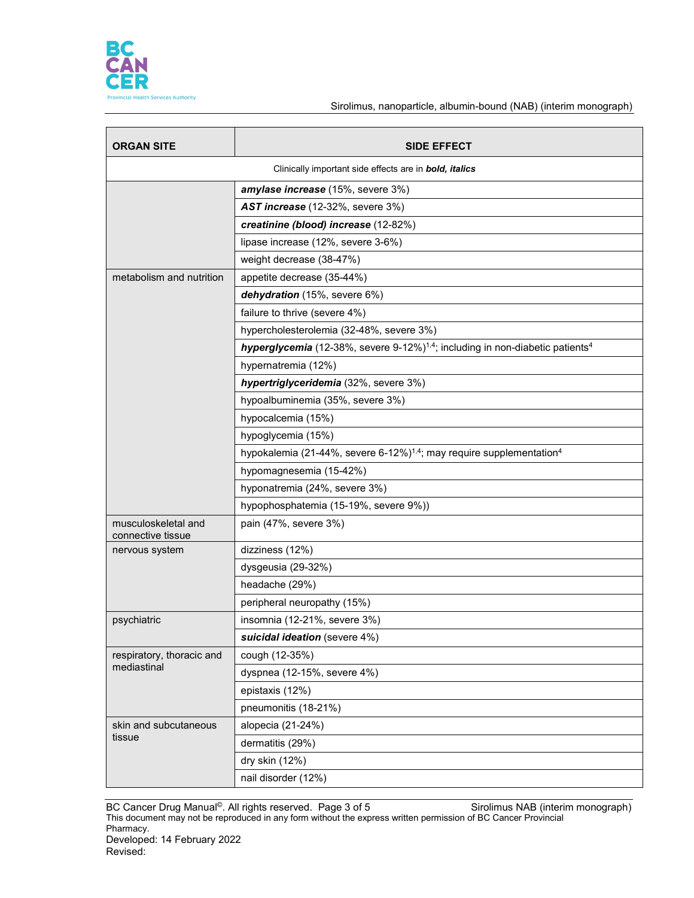| ORGAN SITE | SIDE EFFECT |
|---|---|
| Clinically important side effects are in ***bold, italics*** | |
| | ***amylase increase*** (15%, severe 3%) |
| | ***AST increase*** (12-32%, severe 3%) |
| | ***creatinine (blood) increase*** (12-82%) |
| | lipase increase (12%, severe 3-6%) |
| | weight decrease (38-47%) |
| metabolism and nutrition | appetite decrease (35-44%) |
| | ***dehydration*** (15%, severe 6%) |
| | failure to thrive (severe 4%) |
| | hypercholesterolemia (32-48%, severe 3%) |
| | ***hyperglycemia*** (12-38%, severe 9-12%)[1,4]; including in non-diabetic patients[4] |
| | hypernatremia (12%) |
| | ***hypertriglyceridemia*** (32%, severe 3%) |
| | hypoalbuminemia (35%, severe 3%) |
| | hypocalcemia (15%) |
| | hypoglycemia (15%) |
| | hypokalemia (21-44%, severe 6-12%)[1,4]; may require supplementation[4] |
| | hypomagnesemia (15-42%) |
| | hyponatremia (24%, severe 3%) |
| | hypophosphatemia (15-19%, severe 9%)) |
| musculoskeletal and connective tissue | pain (47%, severe 3%) |
| nervous system | dizziness (12%) |
| | dysgeusia (29-32%) |
| | headache (29%) |
| | peripheral neuropathy (15%) |
| psychiatric | insomnia (12-21%, severe 3%) |
| | ***suicidal ideation*** (severe 4%) |
| respiratory, thoracic and mediastinal | cough (12-35%) |
| | dyspnea (12-15%, severe 4%) |
| | epistaxis (12%) |
| | pneumonitis (18-21%) |
| skin and subcutaneous tissue | alopecia (21-24%) |
| | dermatitis (29%) |
| | dry skin (12%) |
| | nail disorder (12%) |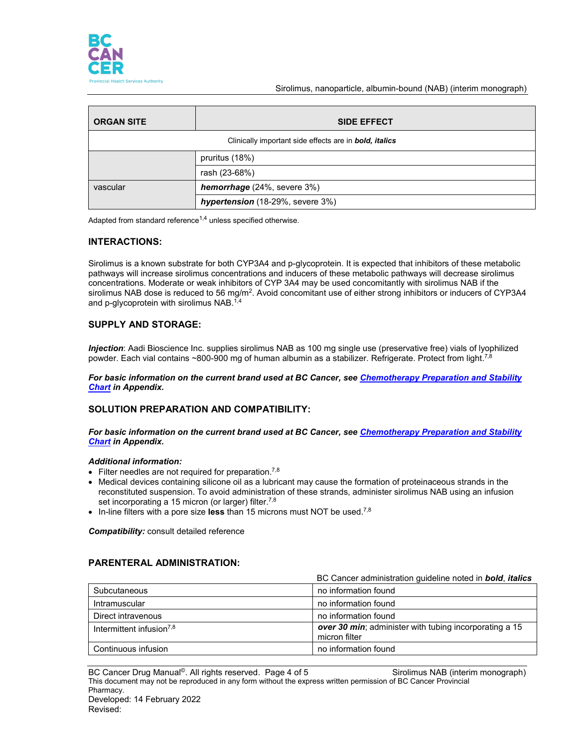| ORGAN SITE | SIDE EFFECT |
|---|---|
| Clinically important side effects are in ***bold, italics*** | |
| | pruritus (18%) |
| | rash (23-68%) |
| vascular | ***hemorrhage*** (24%, severe 3%) |
| | ***hypertension*** (18-29%, severe 3%) |

Adapted from standard reference[1,4] unless specified otherwise.

## INTERACTIONS:

Sirolimus is a known substrate for both CYP3A4 and p-glycoprotein. It is expected that inhibitors of these metabolic pathways will increase sirolimus concentrations and inducers of these metabolic pathways will decrease sirolimus concentrations. Moderate or weak inhibitors of CYP 3A4 may be used concomitantly with sirolimus NAB if the sirolimus NAB dose is reduced to 56 mg/m$^2$. Avoid concomitant use of either strong inhibitors or inducers of CYP3A4 and p-glycoprotein with sirolimus NAB.[1,4]

## SUPPLY AND STORAGE:

***Injection***: Aadi Bioscience Inc. supplies sirolimus NAB as 100 mg single use (preservative free) vials of lyophilized powder. Each vial contains ~800-900 mg of human albumin as a stabilizer. Refrigerate. Protect from light.[7,8]

***For basic information on the current brand used at BC Cancer, see Chemotherapy Preparation and Stability Chart in Appendix.***

## SOLUTION PREPARATION AND COMPATIBILITY:

***For basic information on the current brand used at BC Cancer, see Chemotherapy Preparation and Stability Chart in Appendix.***

***Additional information:***

- Filter needles are not required for preparation.[7,8]
- Medical devices containing silicone oil as a lubricant may cause the formation of proteinaceous strands in the reconstituted suspension. To avoid administration of these strands, administer sirolimus NAB using an infusion set incorporating a 15 micron (or larger) filter.[7,8]
- In-line filters with a pore size **less** than 15 microns must NOT be used.[7,8]

***Compatibility:*** consult detailed reference

## PARENTERAL ADMINISTRATION:

BC Cancer administration guideline noted in ***bold***, ***italics***

| Route | Administration |
|---|---|
| Subcutaneous | no information found |
| Intramuscular | no information found |
| Direct intravenous | no information found |
| Intermittent infusion[7,8] | ***over 30 min***; administer with tubing incorporating a 15 micron filter |
| Continuous infusion | no information found |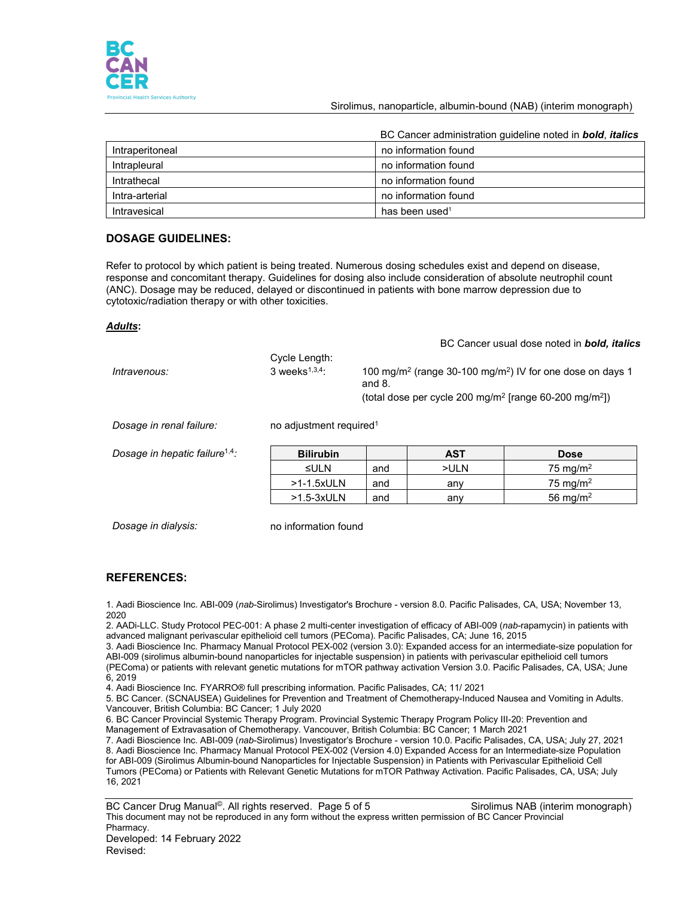BC Cancer administration guideline noted in ***bold***, ***italics***

| | |
|---|---|
| Intraperitoneal | no information found |
| Intrapleural | no information found |
| Intrathecal | no information found |
| Intra-arterial | no information found |
| Intravesical | has been used[1] |

## DOSAGE GUIDELINES:

Refer to protocol by which patient is being treated. Numerous dosing schedules exist and depend on disease, response and concomitant therapy. Guidelines for dosing also include consideration of absolute neutrophil count (ANC). Dosage may be reduced, delayed or discontinued in patients with bone marrow depression due to cytotoxic/radiation therapy or with other toxicities.

***Adults*:**

BC Cancer usual dose noted in ***bold, italics***

*Intravenous:* Cycle Length: 3 weeks[1,3,4]: 100 mg/m² (range 30-100 mg/m²) IV for one dose on days 1 and 8.
(total dose per cycle 200 mg/m² [range 60-200 mg/m²])

*Dosage in renal failure:* no adjustment required[1]

*Dosage in hepatic failure[1,4]:*

| Bilirubin | | AST | Dose |
|---|---|---|---|
| ≤ULN | and | >ULN | 75 mg/m² |
| >1-1.5xULN | and | any | 75 mg/m² |
| >1.5-3xULN | and | any | 56 mg/m² |

*Dosage in dialysis:* no information found

## REFERENCES:

1. Aadi Bioscience Inc. ABI-009 (*nab*-Sirolimus) Investigator's Brochure - version 8.0. Pacific Palisades, CA, USA; November 13, 2020
2. AADi-LLC. Study Protocol PEC-001: A phase 2 multi-center investigation of efficacy of ABI-009 (*nab*-rapamycin) in patients with advanced malignant perivascular epithelioid cell tumors (PEComa). Pacific Palisades, CA; June 16, 2015
3. Aadi Bioscience Inc. Pharmacy Manual Protocol PEX-002 (version 3.0): Expanded access for an intermediate-size population for ABI-009 (sirolimus albumin-bound nanoparticles for injectable suspension) in patients with perivascular epithelioid cell tumors (PEComa) or patients with relevant genetic mutations for mTOR pathway activation Version 3.0. Pacific Palisades, CA, USA; June 6, 2019
4. Aadi Bioscience Inc. FYARRO® full prescribing information. Pacific Palisades, CA; 11/ 2021
5. BC Cancer. (SCNAUSEA) Guidelines for Prevention and Treatment of Chemotherapy-Induced Nausea and Vomiting in Adults. Vancouver, British Columbia: BC Cancer; 1 July 2020
6. BC Cancer Provincial Systemic Therapy Program. Provincial Systemic Therapy Program Policy III-20: Prevention and Management of Extravasation of Chemotherapy. Vancouver, British Columbia: BC Cancer; 1 March 2021
7. Aadi Bioscience Inc. ABI-009 (*nab*-Sirolimus) Investigator's Brochure - version 10.0. Pacific Palisades, CA, USA; July 27, 2021
8. Aadi Bioscience Inc. Pharmacy Manual Protocol PEX-002 (Version 4.0) Expanded Access for an Intermediate-size Population for ABI-009 (Sirolimus Albumin-bound Nanoparticles for Injectable Suspension) in Patients with Perivascular Epithelioid Cell Tumors (PEComa) or Patients with Relevant Genetic Mutations for mTOR Pathway Activation. Pacific Palisades, CA, USA; July 16, 2021

This document may not be reproduced in any form without the express written permission of BC Cancer Provincial Pharmacy.
Developed: 14 February 2022
Revised: